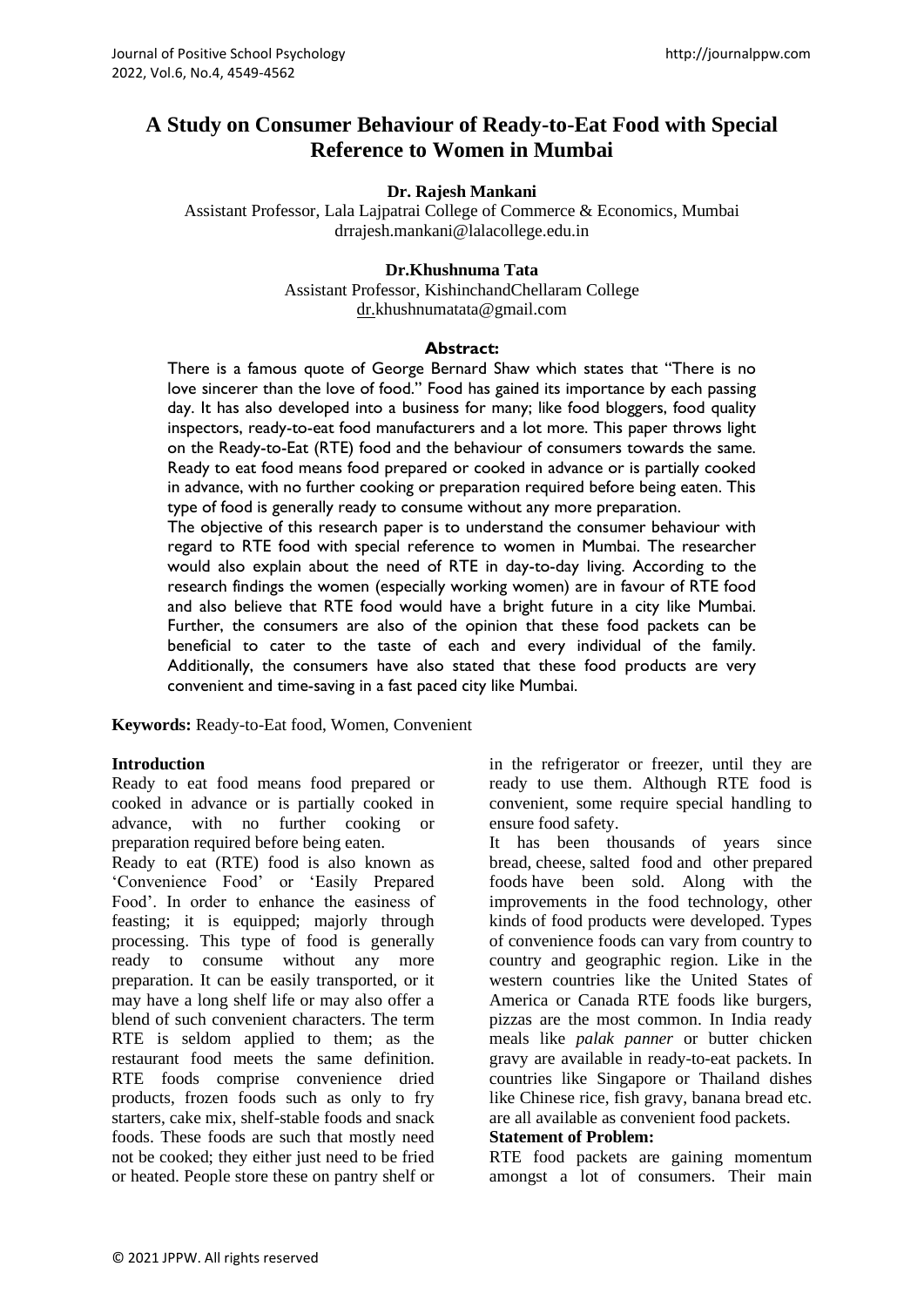# A Study on Consumer Behaviour of Ready-to-Eat Food with Special Reference to Women in Mumbai

**Dr. Rajesh Mankani**
Assistant Professor, Lala Lajpatrai College of Commerce & Economics, Mumbai
drrajesh.mankani@lalacollege.edu.in

**Dr.Khushnuma Tata**
Assistant Professor, KishinchandChellaram College
dr.khushnumatata@gmail.com

## Abstract:

There is a famous quote of George Bernard Shaw which states that "There is no love sincerer than the love of food." Food has gained its importance by each passing day. It has also developed into a business for many; like food bloggers, food quality inspectors, ready-to-eat food manufacturers and a lot more. This paper throws light on the Ready-to-Eat (RTE) food and the behaviour of consumers towards the same. Ready to eat food means food prepared or cooked in advance or is partially cooked in advance, with no further cooking or preparation required before being eaten. This type of food is generally ready to consume without any more preparation.

The objective of this research paper is to understand the consumer behaviour with regard to RTE food with special reference to women in Mumbai. The researcher would also explain about the need of RTE in day-to-day living. According to the research findings the women (especially working women) are in favour of RTE food and also believe that RTE food would have a bright future in a city like Mumbai. Further, the consumers are also of the opinion that these food packets can be beneficial to cater to the taste of each and every individual of the family. Additionally, the consumers have also stated that these food products are very convenient and time-saving in a fast paced city like Mumbai.

**Keywords:** Ready-to-Eat food, Women, Convenient

## Introduction

Ready to eat food means food prepared or cooked in advance or is partially cooked in advance, with no further cooking or preparation required before being eaten.

Ready to eat (RTE) food is also known as 'Convenience Food' or 'Easily Prepared Food'. In order to enhance the easiness of feasting; it is equipped; majorly through processing. This type of food is generally ready to consume without any more preparation. It can be easily transported, or it may have a long shelf life or may also offer a blend of such convenient characters. The term RTE is seldom applied to them; as the restaurant food meets the same definition. RTE foods comprise convenience dried products, frozen foods such as only to fry starters, cake mix, shelf-stable foods and snack foods. These foods are such that mostly need not be cooked; they either just need to be fried or heated. People store these on pantry shelf or in the refrigerator or freezer, until they are ready to use them. Although RTE food is convenient, some require special handling to ensure food safety.

It has been thousands of years since bread, cheese, salted food and other prepared foods have been sold. Along with the improvements in the food technology, other kinds of food products were developed. Types of convenience foods can vary from country to country and geographic region. Like in the western countries like the United States of America or Canada RTE foods like burgers, pizzas are the most common. In India ready meals like *palak panner* or butter chicken gravy are available in ready-to-eat packets. In countries like Singapore or Thailand dishes like Chinese rice, fish gravy, banana bread etc. are all available as convenient food packets.

### Statement of Problem:

RTE food packets are gaining momentum amongst a lot of consumers. Their main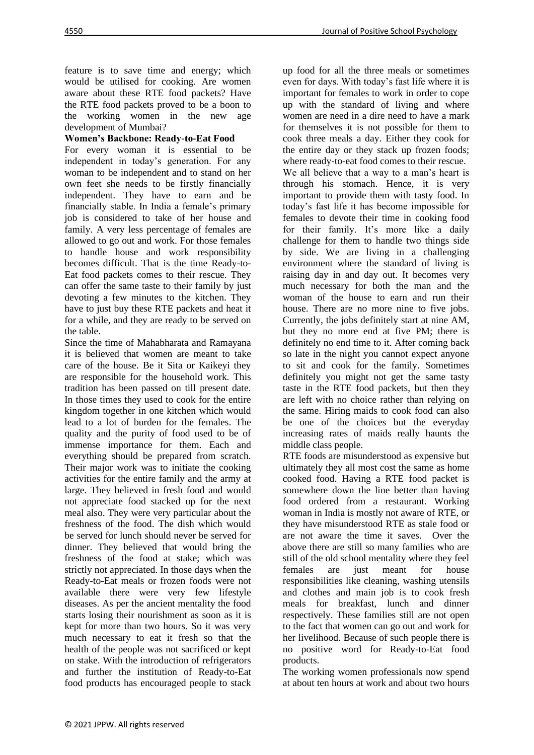feature is to save time and energy; which would be utilised for cooking. Are women aware about these RTE food packets? Have the RTE food packets proved to be a boon to the working women in the new age development of Mumbai?

**Women's Backbone: Ready-to-Eat Food**

For every woman it is essential to be independent in today's generation. For any woman to be independent and to stand on her own feet she needs to be firstly financially independent. They have to earn and be financially stable. In India a female's primary job is considered to take of her house and family. A very less percentage of females are allowed to go out and work. For those females to handle house and work responsibility becomes difficult. That is the time Ready-to-Eat food packets comes to their rescue. They can offer the same taste to their family by just devoting a few minutes to the kitchen. They have to just buy these RTE packets and heat it for a while, and they are ready to be served on the table.

Since the time of Mahabharata and Ramayana it is believed that women are meant to take care of the house. Be it Sita or Kaikeyi they are responsible for the household work. This tradition has been passed on till present date. In those times they used to cook for the entire kingdom together in one kitchen which would lead to a lot of burden for the females. The quality and the purity of food used to be of immense importance for them. Each and everything should be prepared from scratch. Their major work was to initiate the cooking activities for the entire family and the army at large. They believed in fresh food and would not appreciate food stacked up for the next meal also. They were very particular about the freshness of the food. The dish which would be served for lunch should never be served for dinner. They believed that would bring the freshness of the food at stake; which was strictly not appreciated. In those days when the Ready-to-Eat meals or frozen foods were not available there were very few lifestyle diseases. As per the ancient mentality the food starts losing their nourishment as soon as it is kept for more than two hours. So it was very much necessary to eat it fresh so that the health of the people was not sacrificed or kept on stake. With the introduction of refrigerators and further the institution of Ready-to-Eat food products has encouraged people to stack up food for all the three meals or sometimes even for days. With today's fast life where it is important for females to work in order to cope up with the standard of living and where women are need in a dire need to have a mark for themselves it is not possible for them to cook three meals a day. Either they cook for the entire day or they stack up frozen foods; where ready-to-eat food comes to their rescue.

We all believe that a way to a man's heart is through his stomach. Hence, it is very important to provide them with tasty food. In today's fast life it has become impossible for females to devote their time in cooking food for their family. It's more like a daily challenge for them to handle two things side by side. We are living in a challenging environment where the standard of living is raising day in and day out. It becomes very much necessary for both the man and the woman of the house to earn and run their house. There are no more nine to five jobs. Currently, the jobs definitely start at nine AM, but they no more end at five PM; there is definitely no end time to it. After coming back so late in the night you cannot expect anyone to sit and cook for the family. Sometimes definitely you might not get the same tasty taste in the RTE food packets, but then they are left with no choice rather than relying on the same. Hiring maids to cook food can also be one of the choices but the everyday increasing rates of maids really haunts the middle class people.

RTE foods are misunderstood as expensive but ultimately they all most cost the same as home cooked food. Having a RTE food packet is somewhere down the line better than having food ordered from a restaurant. Working woman in India is mostly not aware of RTE, or they have misunderstood RTE as stale food or are not aware the time it saves. Over the above there are still so many families who are still of the old school mentality where they feel females are just meant for house responsibilities like cleaning, washing utensils and clothes and main job is to cook fresh meals for breakfast, lunch and dinner respectively. These families still are not open to the fact that women can go out and work for her livelihood. Because of such people there is no positive word for Ready-to-Eat food products.

The working women professionals now spend at about ten hours at work and about two hours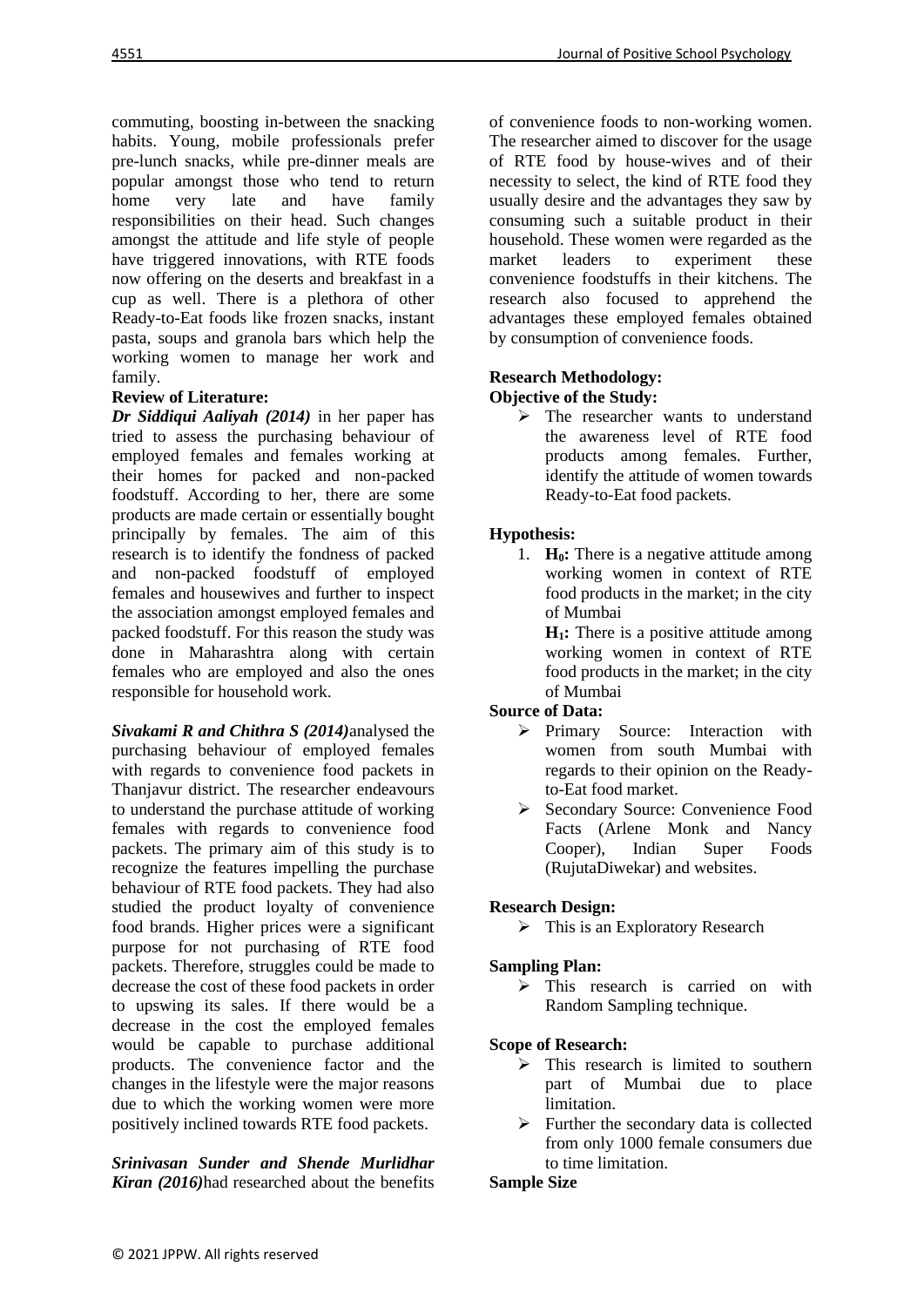commuting, boosting in-between the snacking habits. Young, mobile professionals prefer pre-lunch snacks, while pre-dinner meals are popular amongst those who tend to return home very late and have family responsibilities on their head. Such changes amongst the attitude and life style of people have triggered innovations, with RTE foods now offering on the deserts and breakfast in a cup as well. There is a plethora of other Ready-to-Eat foods like frozen snacks, instant pasta, soups and granola bars which help the working women to manage her work and family.

**Review of Literature:**

***Dr Siddiqui Aaliyah (2014)*** in her paper has tried to assess the purchasing behaviour of employed females and females working at their homes for packed and non-packed foodstuff. According to her, there are some products are made certain or essentially bought principally by females. The aim of this research is to identify the fondness of packed and non-packed foodstuff of employed females and housewives and further to inspect the association amongst employed females and packed foodstuff. For this reason the study was done in Maharashtra along with certain females who are employed and also the ones responsible for household work.

***Sivakami R and Chithra S (2014)***analysed the purchasing behaviour of employed females with regards to convenience food packets in Thanjavur district. The researcher endeavours to understand the purchase attitude of working females with regards to convenience food packets. The primary aim of this study is to recognize the features impelling the purchase behaviour of RTE food packets. They had also studied the product loyalty of convenience food brands. Higher prices were a significant purpose for not purchasing of RTE food packets. Therefore, struggles could be made to decrease the cost of these food packets in order to upswing its sales. If there would be a decrease in the cost the employed females would be capable to purchase additional products. The convenience factor and the changes in the lifestyle were the major reasons due to which the working women were more positively inclined towards RTE food packets.

***Srinivasan Sunder and Shende Murlidhar Kiran (2016)***had researched about the benefits of convenience foods to non-working women. The researcher aimed to discover for the usage of RTE food by house-wives and of their necessity to select, the kind of RTE food they usually desire and the advantages they saw by consuming such a suitable product in their household. These women were regarded as the market leaders to experiment these convenience foodstuffs in their kitchens. The research also focused to apprehend the advantages these employed females obtained by consumption of convenience foods.

**Research Methodology:**

**Objective of the Study:**

- The researcher wants to understand the awareness level of RTE food products among females. Further, identify the attitude of women towards Ready-to-Eat food packets.

**Hypothesis:**

1. **$H_0$:** There is a negative attitude among working women in context of RTE food products in the market; in the city of Mumbai

   **$H_1$:** There is a positive attitude among working women in context of RTE food products in the market; in the city of Mumbai

**Source of Data:**

- Primary Source: Interaction with women from south Mumbai with regards to their opinion on the Ready-to-Eat food market.
- Secondary Source: Convenience Food Facts (Arlene Monk and Nancy Cooper), Indian Super Foods (RujutaDiwekar) and websites.

**Research Design:**

- This is an Exploratory Research

**Sampling Plan:**

- This research is carried on with Random Sampling technique.

**Scope of Research:**

- This research is limited to southern part of Mumbai due to place limitation.
- Further the secondary data is collected from only 1000 female consumers due to time limitation.

**Sample Size**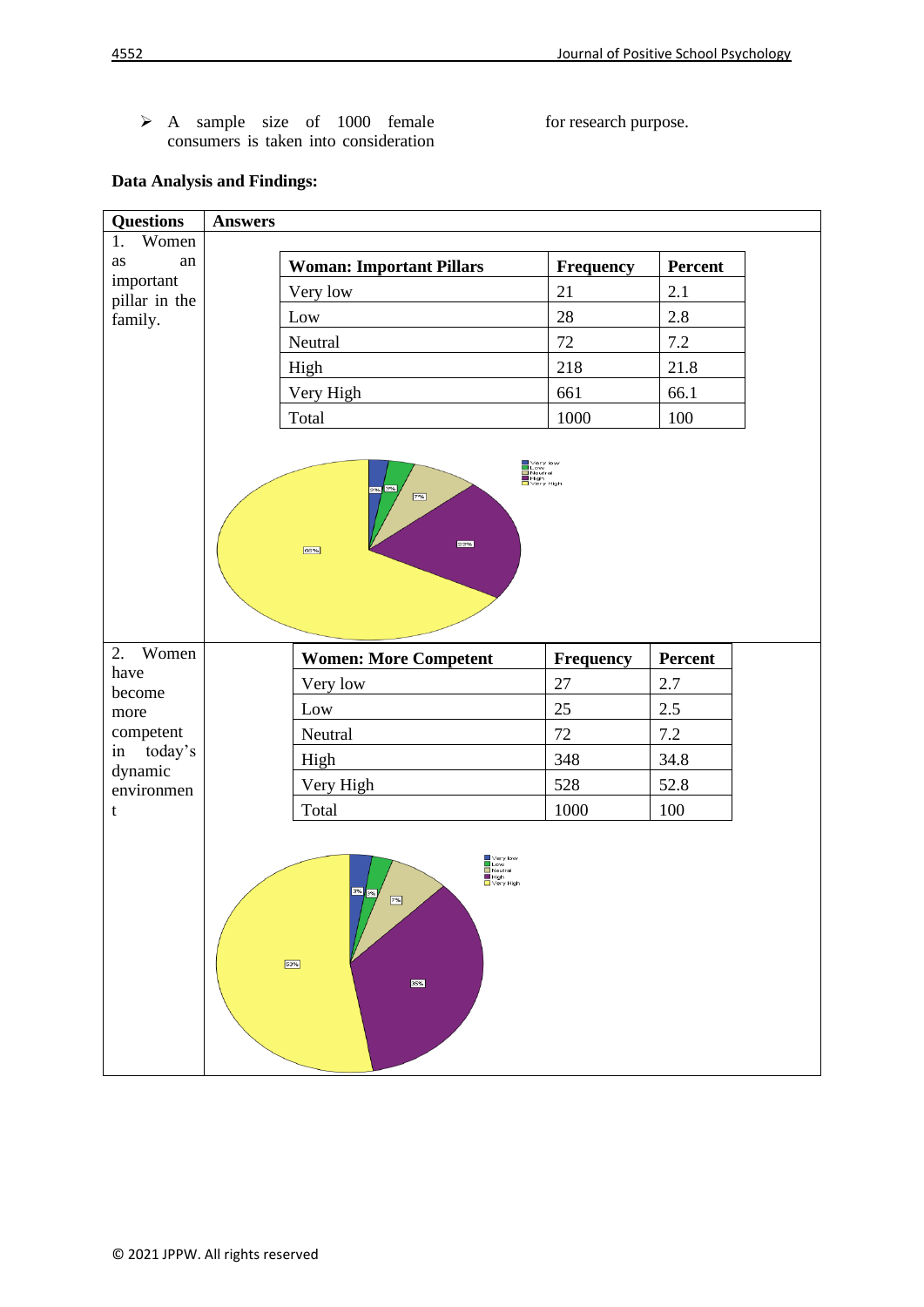- A sample size of 1000 female consumers is taken into consideration for research purpose.

**Data Analysis and Findings:**

| Questions | Answers |
|---|---|
| 1. Women as an important pillar in the family. | |

| Woman: Important Pillars | Frequency | Percent |
|---|---|---|
| Very low | 21 | 2.1 |
| Low | 28 | 2.8 |
| Neutral | 72 | 7.2 |
| High | 218 | 21.8 |
| Very High | 661 | 66.1 |
| Total | 1000 | 100 |

| Questions | Answers |
|---|---|
| 2. Women have become more competent in today's dynamic environment | |

| Women: More Competent | Frequency | Percent |
|---|---|---|
| Very low | 27 | 2.7 |
| Low | 25 | 2.5 |
| Neutral | 72 | 7.2 |
| High | 348 | 34.8 |
| Very High | 528 | 52.8 |
| Total | 1000 | 100 |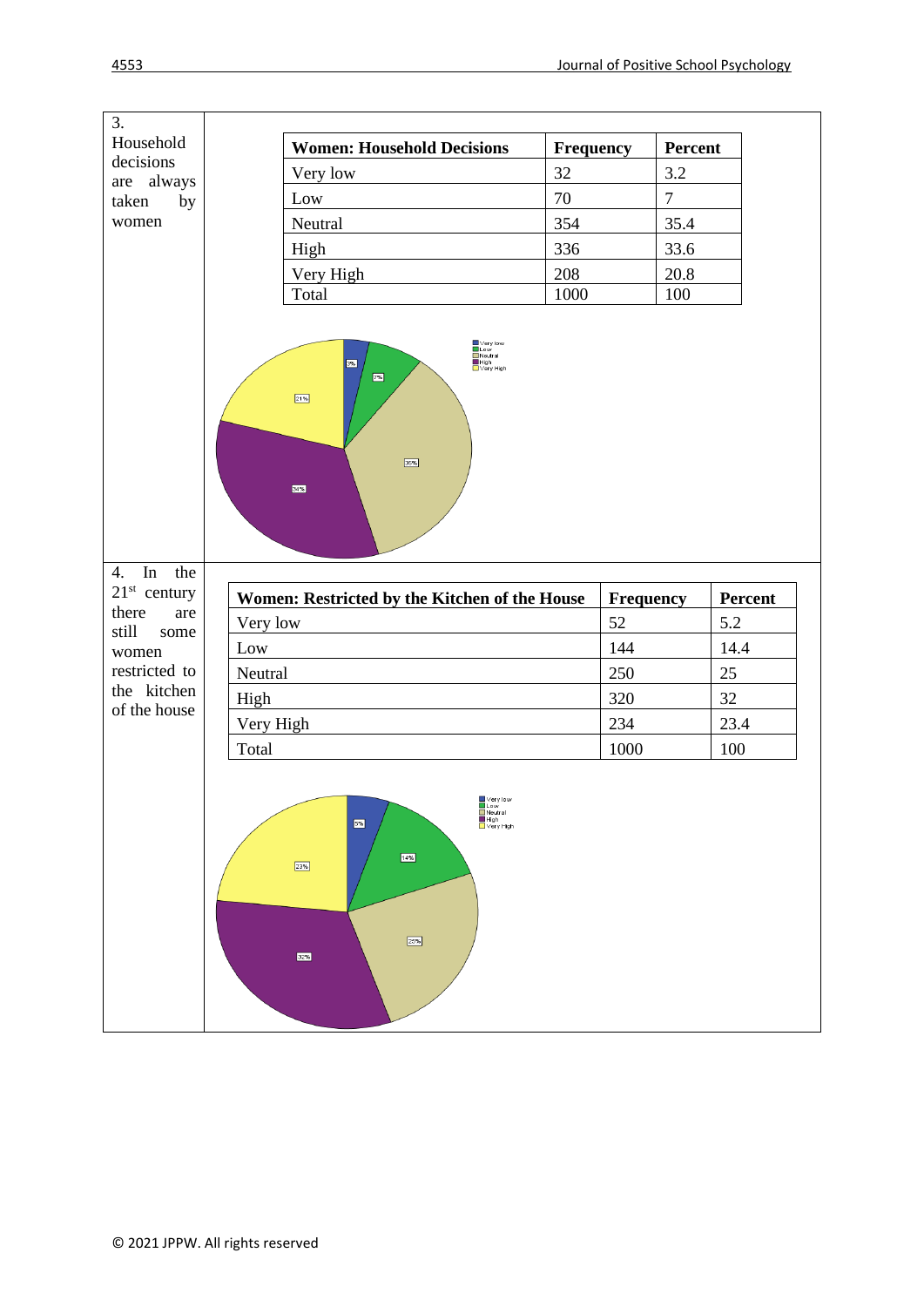| 3. Household decisions are always taken by women | |
|---|---|

| Women: Household Decisions | Frequency | Percent |
|---|---|---|
| Very low | 32 | 3.2 |
| Low | 70 | 7 |
| Neutral | 354 | 35.4 |
| High | 336 | 33.6 |
| Very High | 208 | 20.8 |
| Total | 1000 | 100 |

| 4. In the 21st century there are still some women restricted to the kitchen of the house | |
|---|---|

| Women: Restricted by the Kitchen of the House | Frequency | Percent |
|---|---|---|
| Very low | 52 | 5.2 |
| Low | 144 | 14.4 |
| Neutral | 250 | 25 |
| High | 320 | 32 |
| Very High | 234 | 23.4 |
| Total | 1000 | 100 |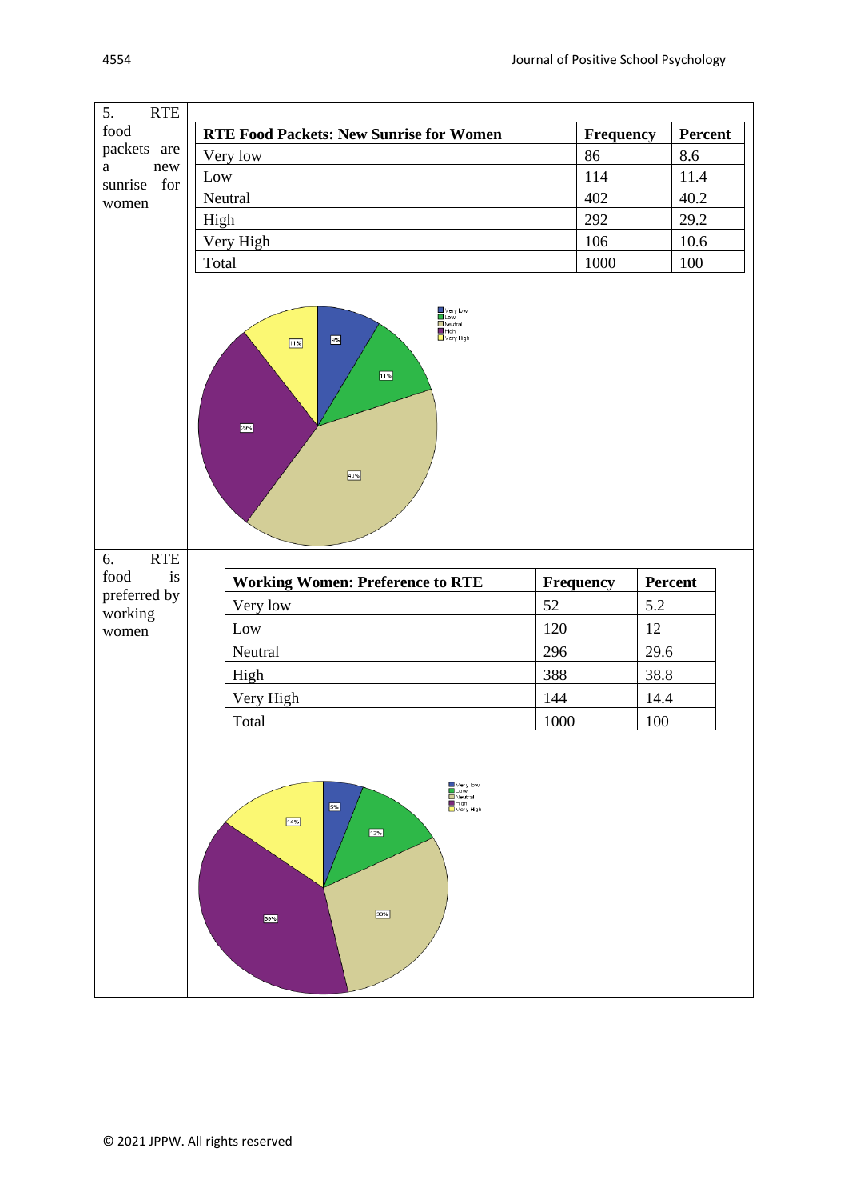5. RTE food packets are a new sunrise for women

| RTE Food Packets: New Sunrise for Women | Frequency | Percent |
|---|---|---|
| Very low | 86 | 8.6 |
| Low | 114 | 11.4 |
| Neutral | 402 | 40.2 |
| High | 292 | 29.2 |
| Very High | 106 | 10.6 |
| Total | 1000 | 100 |

6. RTE food is preferred by working women

| Working Women: Preference to RTE | Frequency | Percent |
|---|---|---|
| Very low | 52 | 5.2 |
| Low | 120 | 12 |
| Neutral | 296 | 29.6 |
| High | 388 | 38.8 |
| Very High | 144 | 14.4 |
| Total | 1000 | 100 |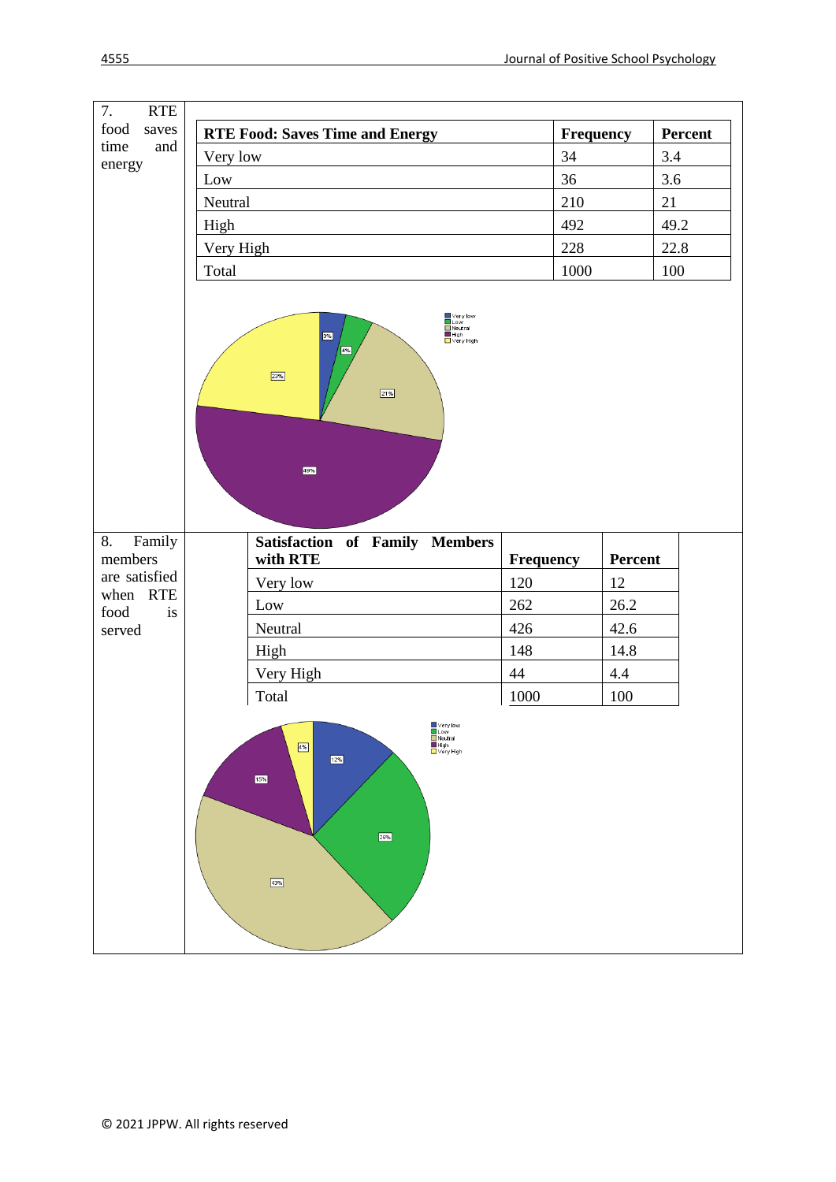7. RTE food saves time and energy

| RTE Food: Saves Time and Energy | Frequency | Percent |
|---|---|---|
| Very low | 34 | 3.4 |
| Low | 36 | 3.6 |
| Neutral | 210 | 21 |
| High | 492 | 49.2 |
| Very High | 228 | 22.8 |
| Total | 1000 | 100 |

8. Family members are satisfied when RTE food is served

| Satisfaction of Family Members with RTE | Frequency | Percent |
|---|---|---|
| Very low | 120 | 12 |
| Low | 262 | 26.2 |
| Neutral | 426 | 42.6 |
| High | 148 | 14.8 |
| Very High | 44 | 4.4 |
| Total | 1000 | 100 |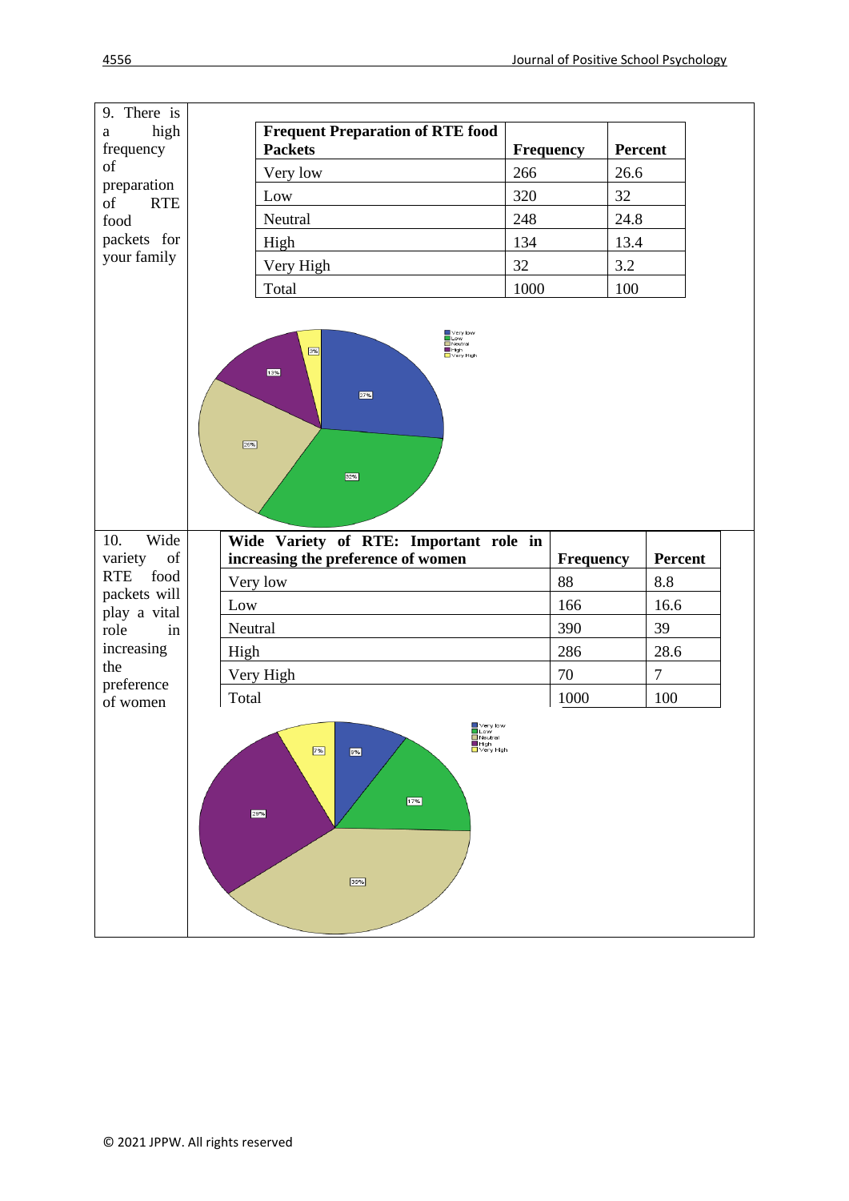9. There is a high frequency of preparation of RTE food packets for your family

| Frequent Preparation of RTE food Packets | Frequency | Percent |
|---|---|---|
| Very low | 266 | 26.6 |
| Low | 320 | 32 |
| Neutral | 248 | 24.8 |
| High | 134 | 13.4 |
| Very High | 32 | 3.2 |
| Total | 1000 | 100 |

10. Wide variety of RTE food packets will play a vital role in increasing the preference of women

| Wide Variety of RTE: Important role in increasing the preference of women | Frequency | Percent |
|---|---|---|
| Very low | 88 | 8.8 |
| Low | 166 | 16.6 |
| Neutral | 390 | 39 |
| High | 286 | 28.6 |
| Very High | 70 | 7 |
| Total | 1000 | 100 |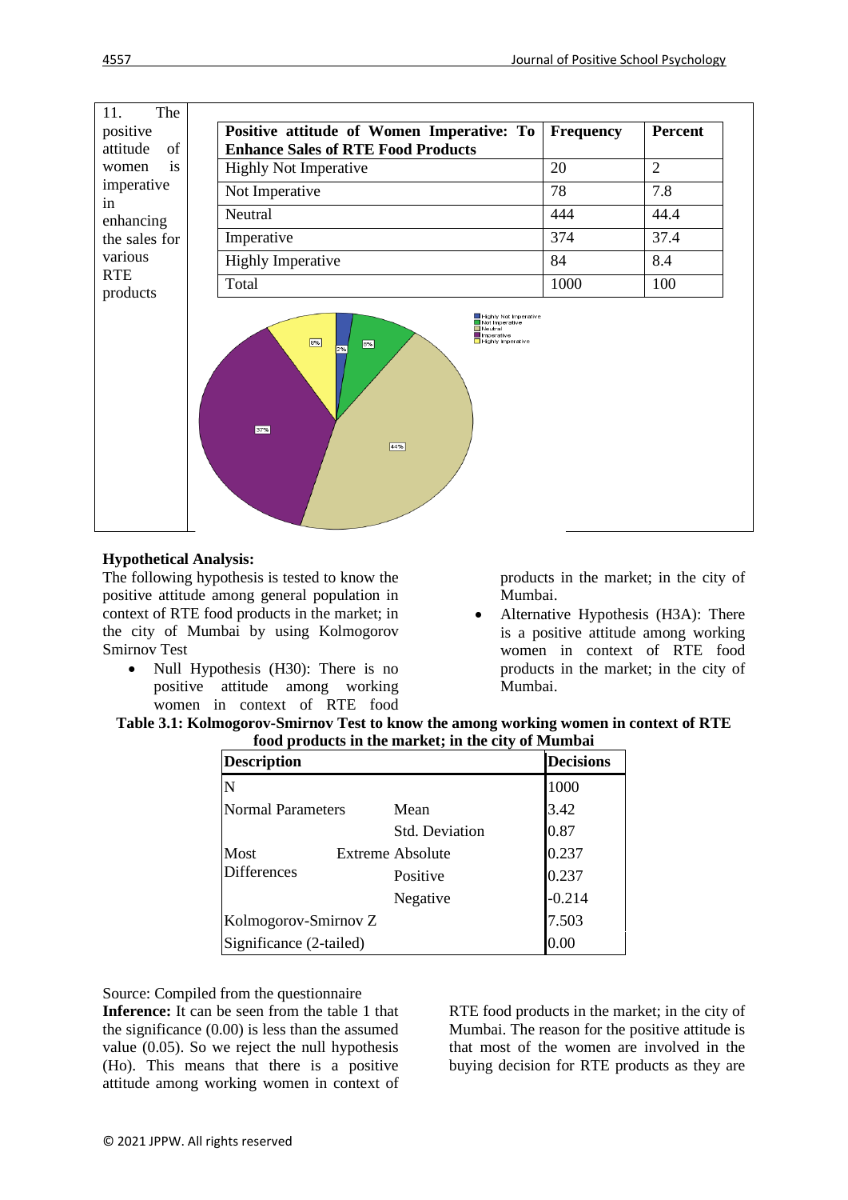11. The positive attitude of women is imperative in enhancing the sales for various RTE products

| Positive attitude of Women Imperative: To Enhance Sales of RTE Food Products | Frequency | Percent |
|---|---|---|
| Highly Not Imperative | 20 | 2 |
| Not Imperative | 78 | 7.8 |
| Neutral | 444 | 44.4 |
| Imperative | 374 | 37.4 |
| Highly Imperative | 84 | 8.4 |
| Total | 1000 | 100 |

**Hypothetical Analysis:**

The following hypothesis is tested to know the positive attitude among general population in context of RTE food products in the market; in the city of Mumbai by using Kolmogorov Smirnov Test

- Null Hypothesis (H30): There is no positive attitude among working women in context of RTE food products in the market; in the city of Mumbai.
- Alternative Hypothesis (H3A): There is a positive attitude among working women in context of RTE food products in the market; in the city of Mumbai.

**Table 3.1: Kolmogorov-Smirnov Test to know the among working women in context of RTE food products in the market; in the city of Mumbai**

| Description | | Decisions |
|---|---|---|
| N | | 1000 |
| Normal Parameters | Mean | 3.42 |
| | Std. Deviation | 0.87 |
| Most Extreme Differences | Absolute | 0.237 |
| | Positive | 0.237 |
| | Negative | -0.214 |
| Kolmogorov-Smirnov Z | | 7.503 |
| Significance (2-tailed) | | 0.00 |

Source: Compiled from the questionnaire

**Inference:** It can be seen from the table 1 that the significance (0.00) is less than the assumed value (0.05). So we reject the null hypothesis (Ho). This means that there is a positive attitude among working women in context of RTE food products in the market; in the city of Mumbai. The reason for the positive attitude is that most of the women are involved in the buying decision for RTE products as they are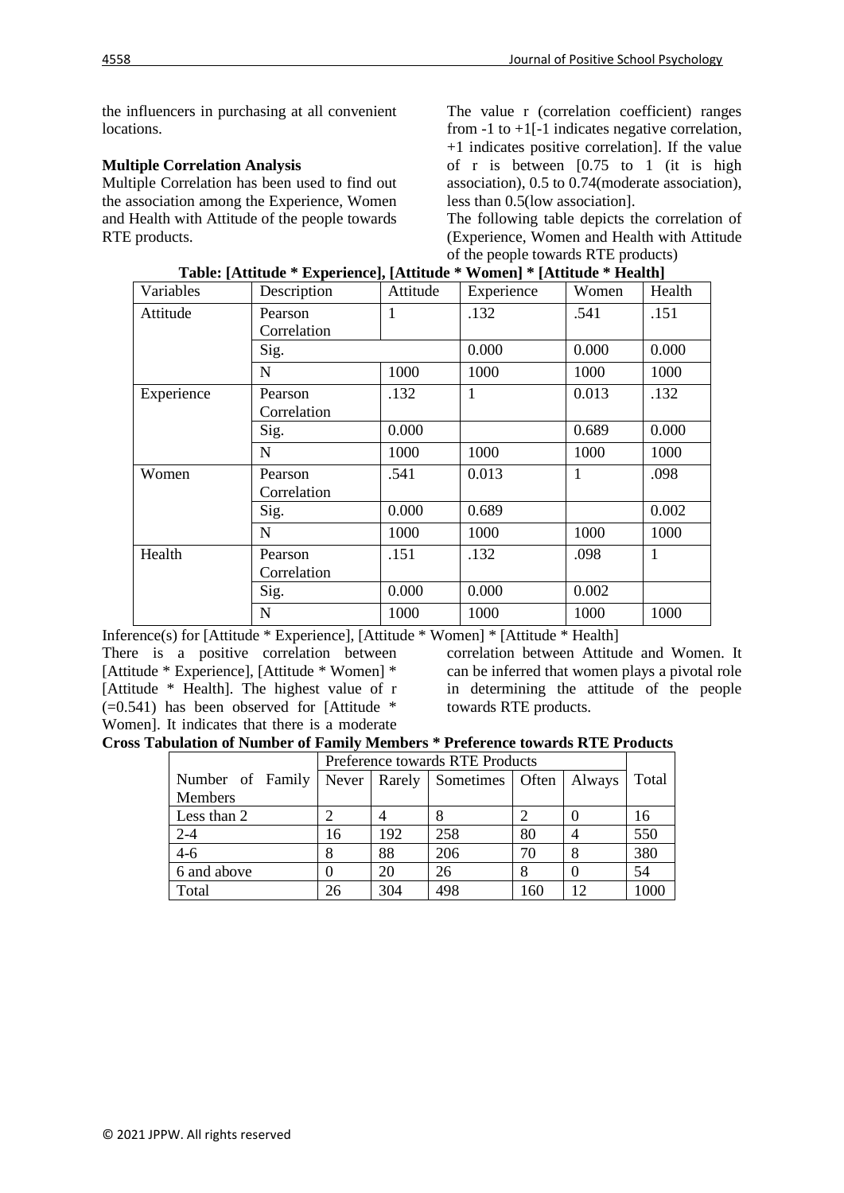the influencers in purchasing at all convenient locations.

**Multiple Correlation Analysis**

Multiple Correlation has been used to find out the association among the Experience, Women and Health with Attitude of the people towards RTE products.

The value r (correlation coefficient) ranges from -1 to +1[-1 indicates negative correlation, +1 indicates positive correlation]. If the value of r is between [0.75 to 1 (it is high association), 0.5 to 0.74(moderate association), less than 0.5(low association].

The following table depicts the correlation of (Experience, Women and Health with Attitude of the people towards RTE products)

**Table: [Attitude * Experience], [Attitude * Women] * [Attitude * Health]**

| Variables | Description | Attitude | Experience | Women | Health |
|---|---|---|---|---|---|
| Attitude | Pearson Correlation | 1 | .132 | .541 | .151 |
| | Sig. | | 0.000 | 0.000 | 0.000 |
| | N | 1000 | 1000 | 1000 | 1000 |
| Experience | Pearson Correlation | .132 | 1 | 0.013 | .132 |
| | Sig. | 0.000 | | 0.689 | 0.000 |
| | N | 1000 | 1000 | 1000 | 1000 |
| Women | Pearson Correlation | .541 | 0.013 | 1 | .098 |
| | Sig. | 0.000 | 0.689 | | 0.002 |
| | N | 1000 | 1000 | 1000 | 1000 |
| Health | Pearson Correlation | .151 | .132 | .098 | 1 |
| | Sig. | 0.000 | 0.000 | 0.002 | |
| | N | 1000 | 1000 | 1000 | 1000 |

Inference(s) for [Attitude * Experience], [Attitude * Women] * [Attitude * Health]

There is a positive correlation between [Attitude * Experience], [Attitude * Women] * [Attitude * Health]. The highest value of r (=0.541) has been observed for [Attitude * Women]. It indicates that there is a moderate correlation between Attitude and Women. It can be inferred that women plays a pivotal role in determining the attitude of the people towards RTE products.

**Cross Tabulation of Number of Family Members * Preference towards RTE Products**

| | Preference towards RTE Products | | | | | |
|---|---|---|---|---|---|---|
| Number of Family Members | Never | Rarely | Sometimes | Often | Always | Total |
| Less than 2 | 2 | 4 | 8 | 2 | 0 | 16 |
| 2-4 | 16 | 192 | 258 | 80 | 4 | 550 |
| 4-6 | 8 | 88 | 206 | 70 | 8 | 380 |
| 6 and above | 0 | 20 | 26 | 8 | 0 | 54 |
| Total | 26 | 304 | 498 | 160 | 12 | 1000 |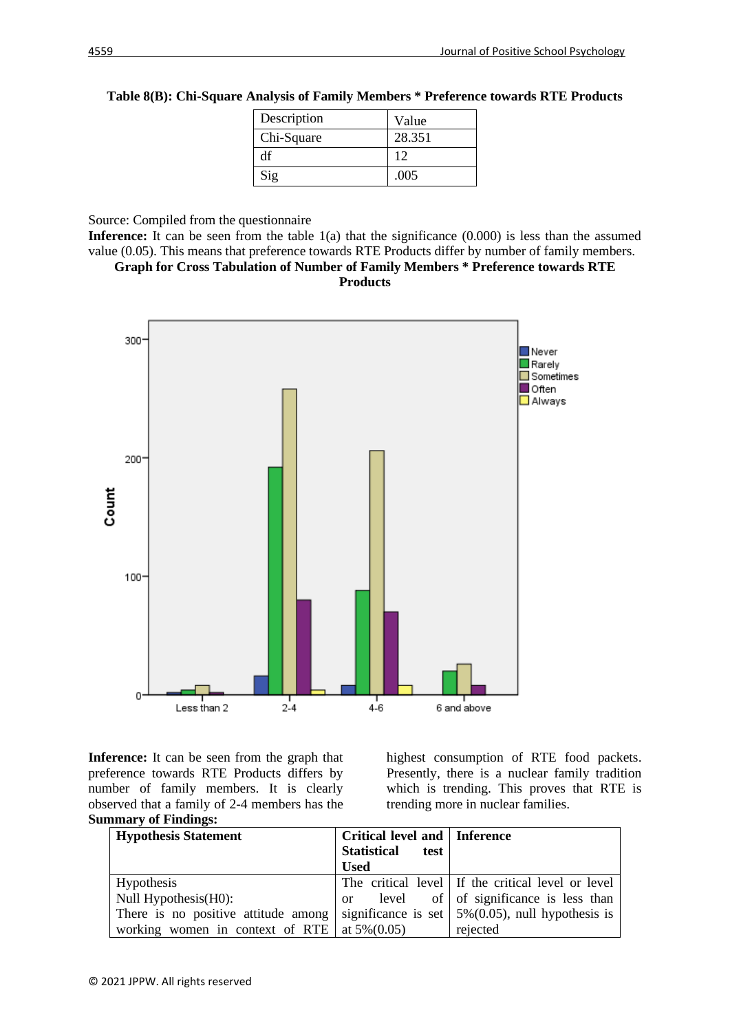**Table 8(B): Chi-Square Analysis of Family Members * Preference towards RTE Products**

| Description | Value |
|---|---|
| Chi-Square | 28.351 |
| df | 12 |
| Sig | .005 |

Source: Compiled from the questionnaire

**Inference:** It can be seen from the table 1(a) that the significance (0.000) is less than the assumed value (0.05). This means that preference towards RTE Products differ by number of family members.

**Graph for Cross Tabulation of Number of Family Members * Preference towards RTE Products**

**Inference:** It can be seen from the graph that preference towards RTE Products differs by number of family members. It is clearly observed that a family of 2-4 members has the highest consumption of RTE food packets. Presently, there is a nuclear family tradition which is trending. This proves that RTE is trending more in nuclear families.

**Summary of Findings:**

| **Hypothesis Statement** | **Critical level and Statistical test Used** | **Inference** |
|---|---|---|
| Hypothesis<br>Null Hypothesis(H0):<br>There is no positive attitude among working women in context of RTE | The critical level or level of significance is set at 5%(0.05) | If the critical level or level of significance is less than 5%(0.05), null hypothesis is rejected |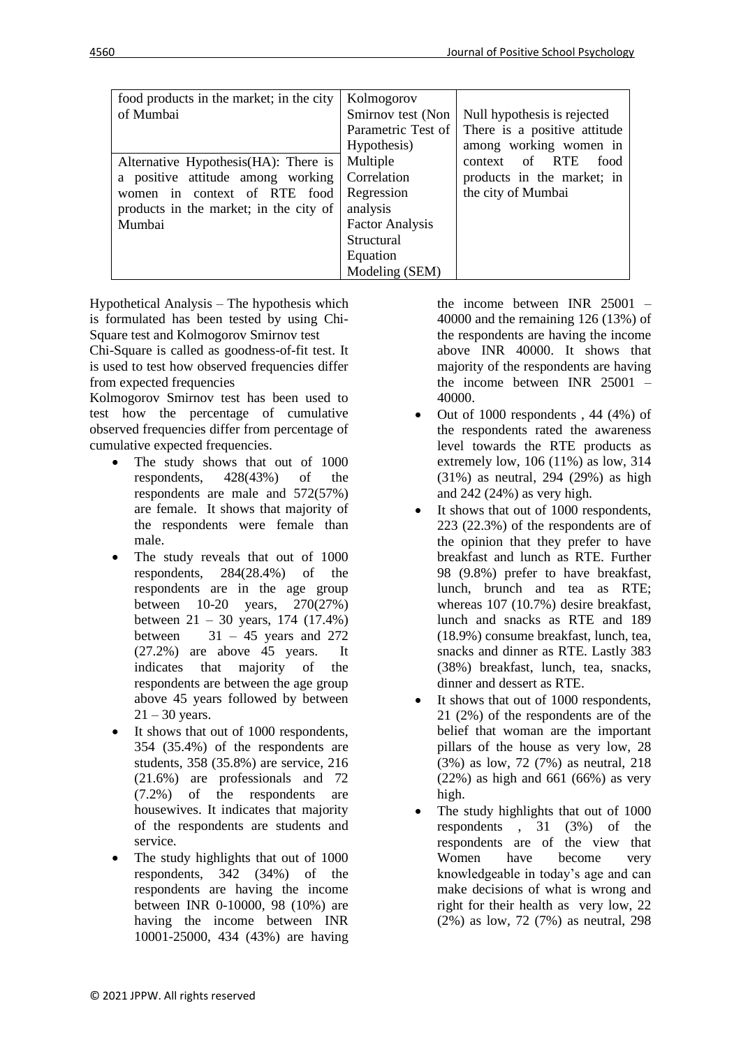| food products in the market; in the city of Mumbai<br><br>Alternative Hypothesis(HA): There is a positive attitude among working women in context of RTE food products in the market; in the city of Mumbai | Kolmogorov Smirnov test (Non Parametric Test of Hypothesis)<br>Multiple Correlation<br>Regression analysis<br>Factor Analysis<br>Structural Equation Modeling (SEM) | Null hypothesis is rejected<br>There is a positive attitude among working women in context of RTE food products in the market; in the city of Mumbai |
|---|---|---|

Hypothetical Analysis – The hypothesis which is formulated has been tested by using Chi-Square test and Kolmogorov Smirnov test

Chi-Square is called as goodness-of-fit test. It is used to test how observed frequencies differ from expected frequencies

Kolmogorov Smirnov test has been used to test how the percentage of cumulative observed frequencies differ from percentage of cumulative expected frequencies.

- The study shows that out of 1000 respondents, 428(43%) of the respondents are male and 572(57%) are female. It shows that majority of the respondents were female than male.
- The study reveals that out of 1000 respondents, 284(28.4%) of the respondents are in the age group between 10-20 years, 270(27%) between 21 – 30 years, 174 (17.4%) between 31 – 45 years and 272 (27.2%) are above 45 years. It indicates that majority of the respondents are between the age group above 45 years followed by between 21 – 30 years.
- It shows that out of 1000 respondents, 354 (35.4%) of the respondents are students, 358 (35.8%) are service, 216 (21.6%) are professionals and 72 (7.2%) of the respondents are housewives. It indicates that majority of the respondents are students and service.
- The study highlights that out of 1000 respondents, 342 (34%) of the respondents are having the income between INR 0-10000, 98 (10%) are having the income between INR 10001-25000, 434 (43%) are having the income between INR 25001 – 40000 and the remaining 126 (13%) of the respondents are having the income above INR 40000. It shows that majority of the respondents are having the income between INR 25001 – 40000.
- Out of 1000 respondents , 44 (4%) of the respondents rated the awareness level towards the RTE products as extremely low, 106 (11%) as low, 314 (31%) as neutral, 294 (29%) as high and 242 (24%) as very high.
- It shows that out of 1000 respondents, 223 (22.3%) of the respondents are of the opinion that they prefer to have breakfast and lunch as RTE. Further 98 (9.8%) prefer to have breakfast, lunch, brunch and tea as RTE; whereas 107 (10.7%) desire breakfast, lunch and snacks as RTE and 189 (18.9%) consume breakfast, lunch, tea, snacks and dinner as RTE. Lastly 383 (38%) breakfast, lunch, tea, snacks, dinner and dessert as RTE.
- It shows that out of 1000 respondents, 21 (2%) of the respondents are of the belief that woman are the important pillars of the house as very low, 28 (3%) as low, 72 (7%) as neutral, 218 (22%) as high and 661 (66%) as very high.
- The study highlights that out of 1000 respondents , 31 (3%) of the respondents are of the view that Women have become very knowledgeable in today's age and can make decisions of what is wrong and right for their health as very low, 22 (2%) as low, 72 (7%) as neutral, 298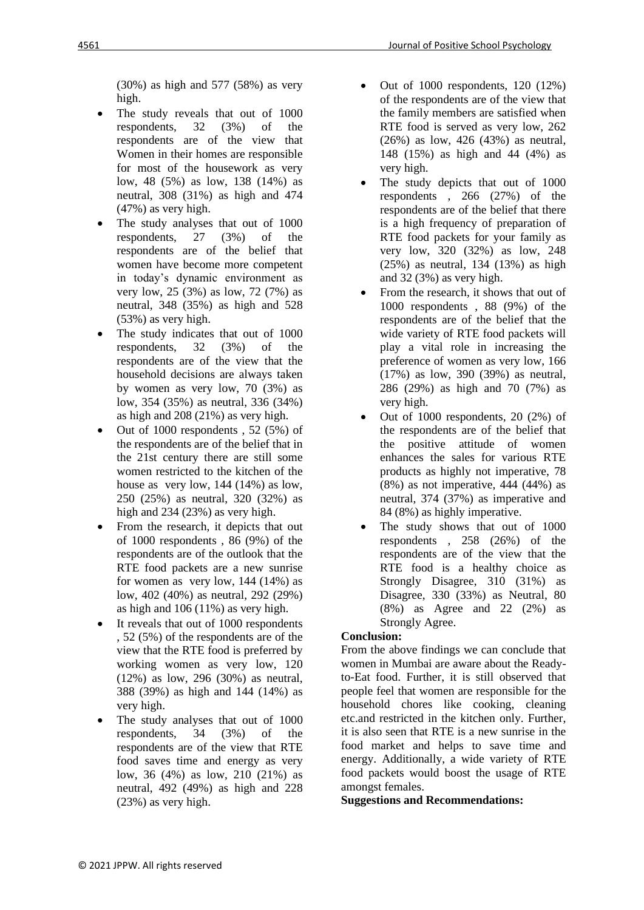(30%) as high and 577 (58%) as very high.

- The study reveals that out of 1000 respondents, 32 (3%) of the respondents are of the view that Women in their homes are responsible for most of the housework as very low, 48 (5%) as low, 138 (14%) as neutral, 308 (31%) as high and 474 (47%) as very high.
- The study analyses that out of 1000 respondents, 27 (3%) of the respondents are of the belief that women have become more competent in today's dynamic environment as very low, 25 (3%) as low, 72 (7%) as neutral, 348 (35%) as high and 528 (53%) as very high.
- The study indicates that out of 1000 respondents, 32 (3%) of the respondents are of the view that the household decisions are always taken by women as very low, 70 (3%) as low, 354 (35%) as neutral, 336 (34%) as high and 208 (21%) as very high.
- Out of 1000 respondents , 52 (5%) of the respondents are of the belief that in the 21st century there are still some women restricted to the kitchen of the house as very low, 144 (14%) as low, 250 (25%) as neutral, 320 (32%) as high and 234 (23%) as very high.
- From the research, it depicts that out of 1000 respondents , 86 (9%) of the respondents are of the outlook that the RTE food packets are a new sunrise for women as very low, 144 (14%) as low, 402 (40%) as neutral, 292 (29%) as high and 106 (11%) as very high.
- It reveals that out of 1000 respondents , 52 (5%) of the respondents are of the view that the RTE food is preferred by working women as very low, 120 (12%) as low, 296 (30%) as neutral, 388 (39%) as high and 144 (14%) as very high.
- The study analyses that out of 1000 respondents, 34 (3%) of the respondents are of the view that RTE food saves time and energy as very low, 36 (4%) as low, 210 (21%) as neutral, 492 (49%) as high and 228 (23%) as very high.
- Out of 1000 respondents, 120 (12%) of the respondents are of the view that the family members are satisfied when RTE food is served as very low, 262 (26%) as low, 426 (43%) as neutral, 148 (15%) as high and 44 (4%) as very high.
- The study depicts that out of 1000 respondents , 266 (27%) of the respondents are of the belief that there is a high frequency of preparation of RTE food packets for your family as very low, 320 (32%) as low, 248 (25%) as neutral, 134 (13%) as high and 32 (3%) as very high.
- From the research, it shows that out of 1000 respondents , 88 (9%) of the respondents are of the belief that the wide variety of RTE food packets will play a vital role in increasing the preference of women as very low, 166 (17%) as low, 390 (39%) as neutral, 286 (29%) as high and 70 (7%) as very high.
- Out of 1000 respondents, 20 (2%) of the respondents are of the belief that the positive attitude of women enhances the sales for various RTE products as highly not imperative, 78 (8%) as not imperative, 444 (44%) as neutral, 374 (37%) as imperative and 84 (8%) as highly imperative.
- The study shows that out of 1000 respondents , 258 (26%) of the respondents are of the view that the RTE food is a healthy choice as Strongly Disagree, 310 (31%) as Disagree, 330 (33%) as Neutral, 80 (8%) as Agree and 22 (2%) as Strongly Agree.

**Conclusion:**

From the above findings we can conclude that women in Mumbai are aware about the Ready-to-Eat food. Further, it is still observed that people feel that women are responsible for the household chores like cooking, cleaning etc.and restricted in the kitchen only. Further, it is also seen that RTE is a new sunrise in the food market and helps to save time and energy. Additionally, a wide variety of RTE food packets would boost the usage of RTE amongst females.

**Suggestions and Recommendations:**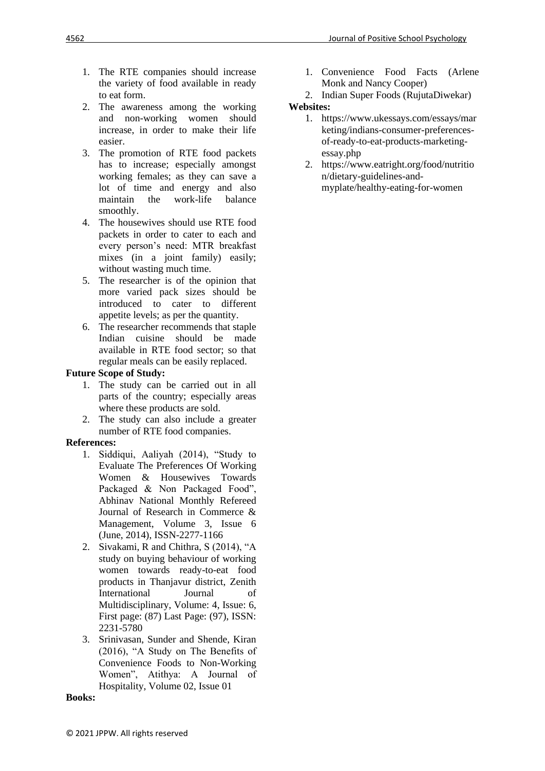1. The RTE companies should increase the variety of food available in ready to eat form.
2. The awareness among the working and non-working women should increase, in order to make their life easier.
3. The promotion of RTE food packets has to increase; especially amongst working females; as they can save a lot of time and energy and also maintain the work-life balance smoothly.
4. The housewives should use RTE food packets in order to cater to each and every person's need: MTR breakfast mixes (in a joint family) easily; without wasting much time.
5. The researcher is of the opinion that more varied pack sizes should be introduced to cater to different appetite levels; as per the quantity.
6. The researcher recommends that staple Indian cuisine should be made available in RTE food sector; so that regular meals can be easily replaced.

**Future Scope of Study:**

1. The study can be carried out in all parts of the country; especially areas where these products are sold.
2. The study can also include a greater number of RTE food companies.

**References:**

1. Siddiqui, Aaliyah (2014), "Study to Evaluate The Preferences Of Working Women & Housewives Towards Packaged & Non Packaged Food", Abhinav National Monthly Refereed Journal of Research in Commerce & Management, Volume 3, Issue 6 (June, 2014), ISSN-2277-1166
2. Sivakami, R and Chithra, S (2014), "A study on buying behaviour of working women towards ready-to-eat food products in Thanjavur district, Zenith International Journal of Multidisciplinary, Volume: 4, Issue: 6, First page: (87) Last Page: (97), ISSN: 2231-5780
3. Srinivasan, Sunder and Shende, Kiran (2016), "A Study on The Benefits of Convenience Foods to Non-Working Women", Atithya: A Journal of Hospitality, Volume 02, Issue 01

**Books:**

1. Convenience Food Facts (Arlene Monk and Nancy Cooper)
2. Indian Super Foods (RujutaDiwekar)

**Websites:**

1. https://www.ukessays.com/essays/marketing/indians-consumer-preferences-of-ready-to-eat-products-marketing-essay.php
2. https://www.eatright.org/food/nutrition/dietary-guidelines-and-myplate/healthy-eating-for-women